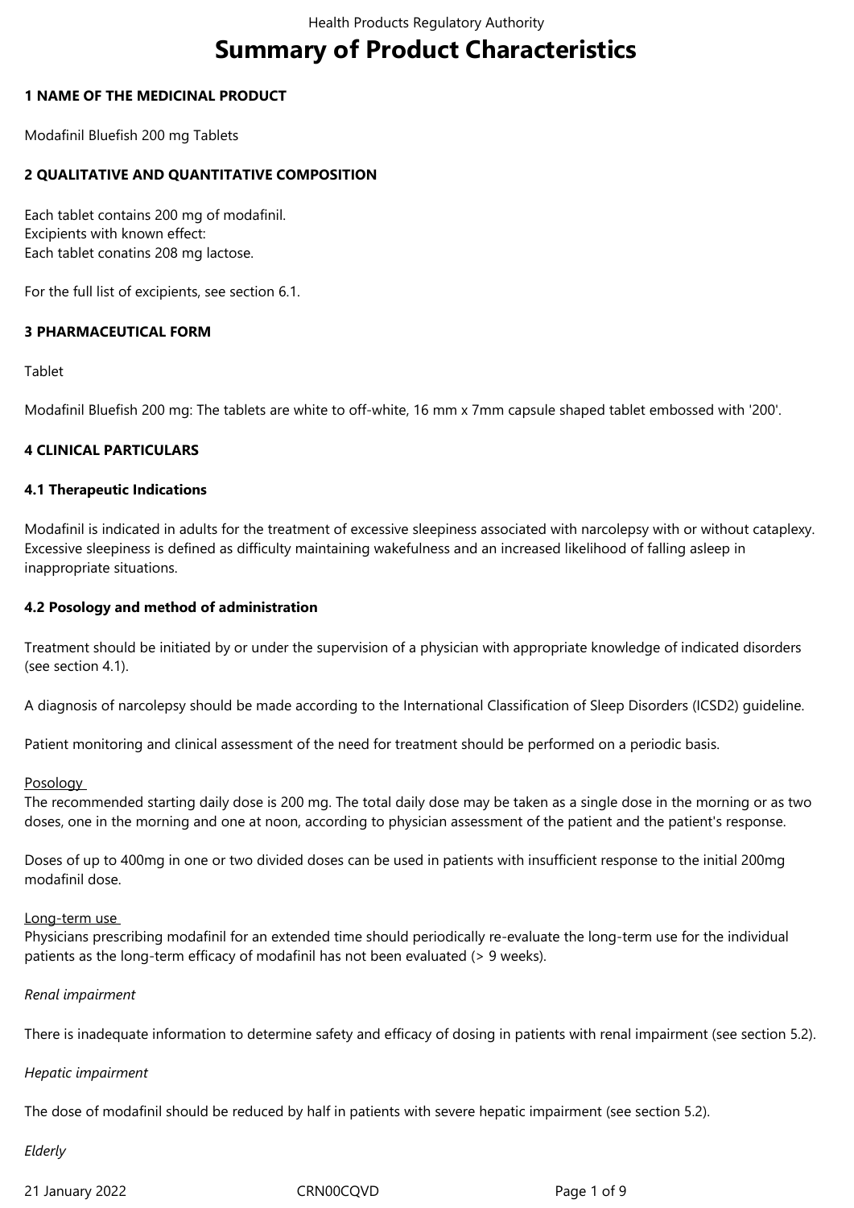# Summary of Product Characteristics

**1 NAME OF THE MEDICINAL PRODUCT**

Modafinil Bluefish 200 mg Tablets

**2 QUALITATIVE AND QUANTITATIVE COMPOSITION**

Each tablet contains 200 mg of modafinil.
Excipients with known effect:
Each tablet conatins 208 mg lactose.

For the full list of excipients, see section 6.1.

**3 PHARMACEUTICAL FORM**

Tablet

Modafinil Bluefish 200 mg: The tablets are white to off-white, 16 mm x 7mm capsule shaped tablet embossed with '200'.

**4 CLINICAL PARTICULARS**

**4.1 Therapeutic Indications**

Modafinil is indicated in adults for the treatment of excessive sleepiness associated with narcolepsy with or without cataplexy. Excessive sleepiness is defined as difficulty maintaining wakefulness and an increased likelihood of falling asleep in inappropriate situations.

**4.2 Posology and method of administration**

Treatment should be initiated by or under the supervision of a physician with appropriate knowledge of indicated disorders (see section 4.1).

A diagnosis of narcolepsy should be made according to the International Classification of Sleep Disorders (ICSD2) guideline.

Patient monitoring and clinical assessment of the need for treatment should be performed on a periodic basis.

Posology

The recommended starting daily dose is 200 mg. The total daily dose may be taken as a single dose in the morning or as two doses, one in the morning and one at noon, according to physician assessment of the patient and the patient's response.

Doses of up to 400mg in one or two divided doses can be used in patients with insufficient response to the initial 200mg modafinil dose.

Long-term use

Physicians prescribing modafinil for an extended time should periodically re-evaluate the long-term use for the individual patients as the long-term efficacy of modafinil has not been evaluated (> 9 weeks).

*Renal impairment*

There is inadequate information to determine safety and efficacy of dosing in patients with renal impairment (see section 5.2).

*Hepatic impairment*

The dose of modafinil should be reduced by half in patients with severe hepatic impairment (see section 5.2).

*Elderly*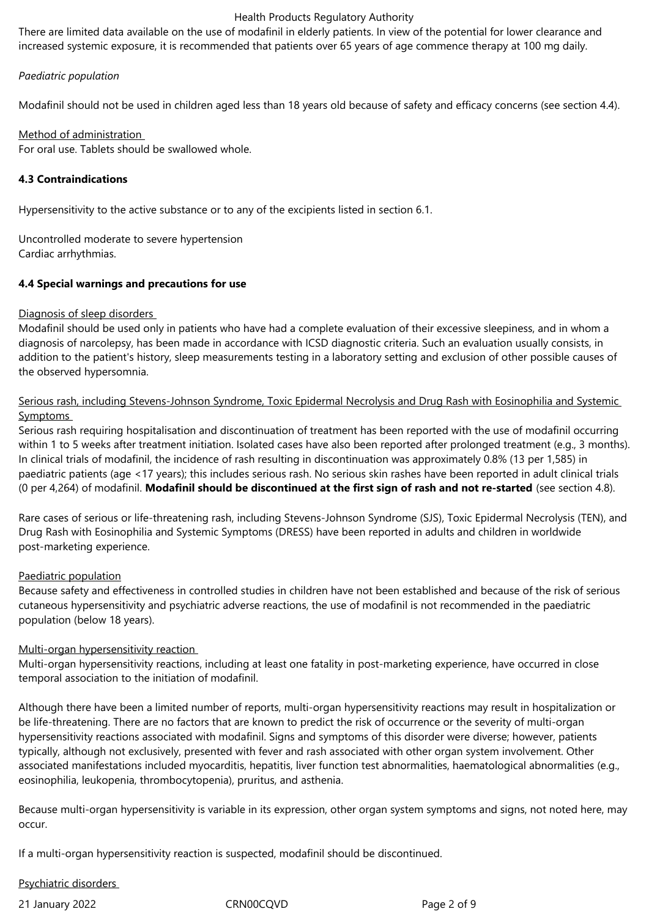There are limited data available on the use of modafinil in elderly patients. In view of the potential for lower clearance and increased systemic exposure, it is recommended that patients over 65 years of age commence therapy at 100 mg daily.

*Paediatric population*

Modafinil should not be used in children aged less than 18 years old because of safety and efficacy concerns (see section 4.4).

Method of administration

For oral use. Tablets should be swallowed whole.

**4.3 Contraindications**

Hypersensitivity to the active substance or to any of the excipients listed in section 6.1.

Uncontrolled moderate to severe hypertension

Cardiac arrhythmias.

**4.4 Special warnings and precautions for use**

Diagnosis of sleep disorders

Modafinil should be used only in patients who have had a complete evaluation of their excessive sleepiness, and in whom a diagnosis of narcolepsy, has been made in accordance with ICSD diagnostic criteria. Such an evaluation usually consists, in addition to the patient's history, sleep measurements testing in a laboratory setting and exclusion of other possible causes of the observed hypersomnia.

Serious rash, including Stevens-Johnson Syndrome, Toxic Epidermal Necrolysis and Drug Rash with Eosinophilia and Systemic Symptoms

Serious rash requiring hospitalisation and discontinuation of treatment has been reported with the use of modafinil occurring within 1 to 5 weeks after treatment initiation. Isolated cases have also been reported after prolonged treatment (e.g., 3 months). In clinical trials of modafinil, the incidence of rash resulting in discontinuation was approximately 0.8% (13 per 1,585) in paediatric patients (age <17 years); this includes serious rash. No serious skin rashes have been reported in adult clinical trials (0 per 4,264) of modafinil. **Modafinil should be discontinued at the first sign of rash and not re-started** (see section 4.8).

Rare cases of serious or life-threatening rash, including Stevens-Johnson Syndrome (SJS), Toxic Epidermal Necrolysis (TEN), and Drug Rash with Eosinophilia and Systemic Symptoms (DRESS) have been reported in adults and children in worldwide post-marketing experience.

Paediatric population

Because safety and effectiveness in controlled studies in children have not been established and because of the risk of serious cutaneous hypersensitivity and psychiatric adverse reactions, the use of modafinil is not recommended in the paediatric population (below 18 years).

Multi-organ hypersensitivity reaction

Multi-organ hypersensitivity reactions, including at least one fatality in post-marketing experience, have occurred in close temporal association to the initiation of modafinil.

Although there have been a limited number of reports, multi-organ hypersensitivity reactions may result in hospitalization or be life-threatening. There are no factors that are known to predict the risk of occurrence or the severity of multi-organ hypersensitivity reactions associated with modafinil. Signs and symptoms of this disorder were diverse; however, patients typically, although not exclusively, presented with fever and rash associated with other organ system involvement. Other associated manifestations included myocarditis, hepatitis, liver function test abnormalities, haematological abnormalities (e.g., eosinophilia, leukopenia, thrombocytopenia), pruritus, and asthenia.

Because multi-organ hypersensitivity is variable in its expression, other organ system symptoms and signs, not noted here, may occur.

If a multi-organ hypersensitivity reaction is suspected, modafinil should be discontinued.

Psychiatric disorders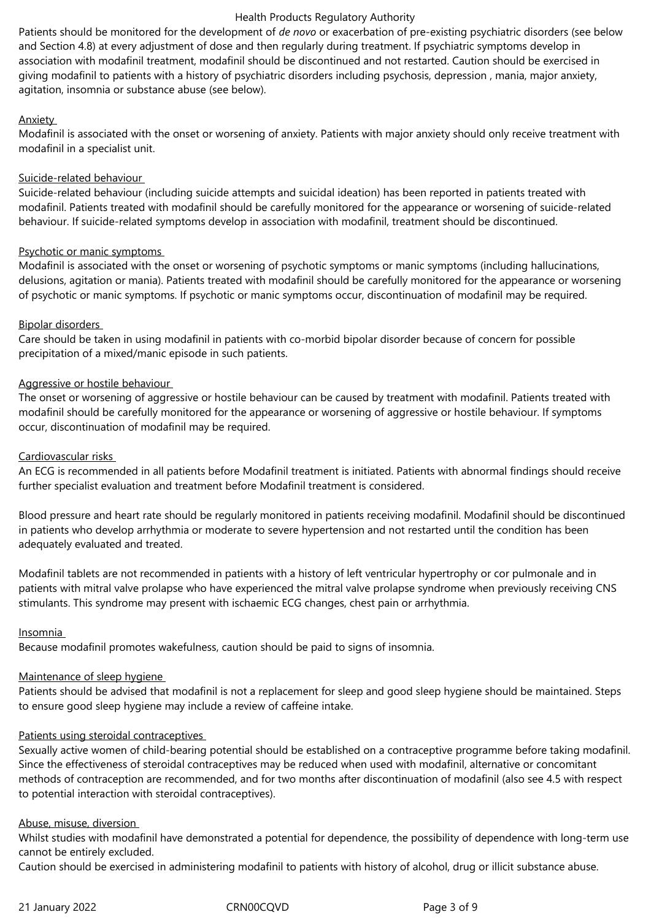Patients should be monitored for the development of *de novo* or exacerbation of pre-existing psychiatric disorders (see below and Section 4.8) at every adjustment of dose and then regularly during treatment. If psychiatric symptoms develop in association with modafinil treatment, modafinil should be discontinued and not restarted. Caution should be exercised in giving modafinil to patients with a history of psychiatric disorders including psychosis, depression , mania, major anxiety, agitation, insomnia or substance abuse (see below).

<u>Anxiety</u>
Modafinil is associated with the onset or worsening of anxiety. Patients with major anxiety should only receive treatment with modafinil in a specialist unit.

<u>Suicide-related behaviour</u>
Suicide-related behaviour (including suicide attempts and suicidal ideation) has been reported in patients treated with modafinil. Patients treated with modafinil should be carefully monitored for the appearance or worsening of suicide-related behaviour. If suicide-related symptoms develop in association with modafinil, treatment should be discontinued.

<u>Psychotic or manic symptoms</u>
Modafinil is associated with the onset or worsening of psychotic symptoms or manic symptoms (including hallucinations, delusions, agitation or mania). Patients treated with modafinil should be carefully monitored for the appearance or worsening of psychotic or manic symptoms. If psychotic or manic symptoms occur, discontinuation of modafinil may be required.

<u>Bipolar disorders</u>
Care should be taken in using modafinil in patients with co-morbid bipolar disorder because of concern for possible precipitation of a mixed/manic episode in such patients.

<u>Aggressive or hostile behaviour</u>
The onset or worsening of aggressive or hostile behaviour can be caused by treatment with modafinil. Patients treated with modafinil should be carefully monitored for the appearance or worsening of aggressive or hostile behaviour. If symptoms occur, discontinuation of modafinil may be required.

<u>Cardiovascular risks</u>
An ECG is recommended in all patients before Modafinil treatment is initiated. Patients with abnormal findings should receive further specialist evaluation and treatment before Modafinil treatment is considered.

Blood pressure and heart rate should be regularly monitored in patients receiving modafinil. Modafinil should be discontinued in patients who develop arrhythmia or moderate to severe hypertension and not restarted until the condition has been adequately evaluated and treated.

Modafinil tablets are not recommended in patients with a history of left ventricular hypertrophy or cor pulmonale and in patients with mitral valve prolapse who have experienced the mitral valve prolapse syndrome when previously receiving CNS stimulants. This syndrome may present with ischaemic ECG changes, chest pain or arrhythmia.

<u>Insomnia</u>
Because modafinil promotes wakefulness, caution should be paid to signs of insomnia.

<u>Maintenance of sleep hygiene</u>
Patients should be advised that modafinil is not a replacement for sleep and good sleep hygiene should be maintained. Steps to ensure good sleep hygiene may include a review of caffeine intake.

<u>Patients using steroidal contraceptives</u>
Sexually active women of child-bearing potential should be established on a contraceptive programme before taking modafinil. Since the effectiveness of steroidal contraceptives may be reduced when used with modafinil, alternative or concomitant methods of contraception are recommended, and for two months after discontinuation of modafinil (also see 4.5 with respect to potential interaction with steroidal contraceptives).

<u>Abuse, misuse, diversion</u>
Whilst studies with modafinil have demonstrated a potential for dependence, the possibility of dependence with long-term use cannot be entirely excluded.
Caution should be exercised in administering modafinil to patients with history of alcohol, drug or illicit substance abuse.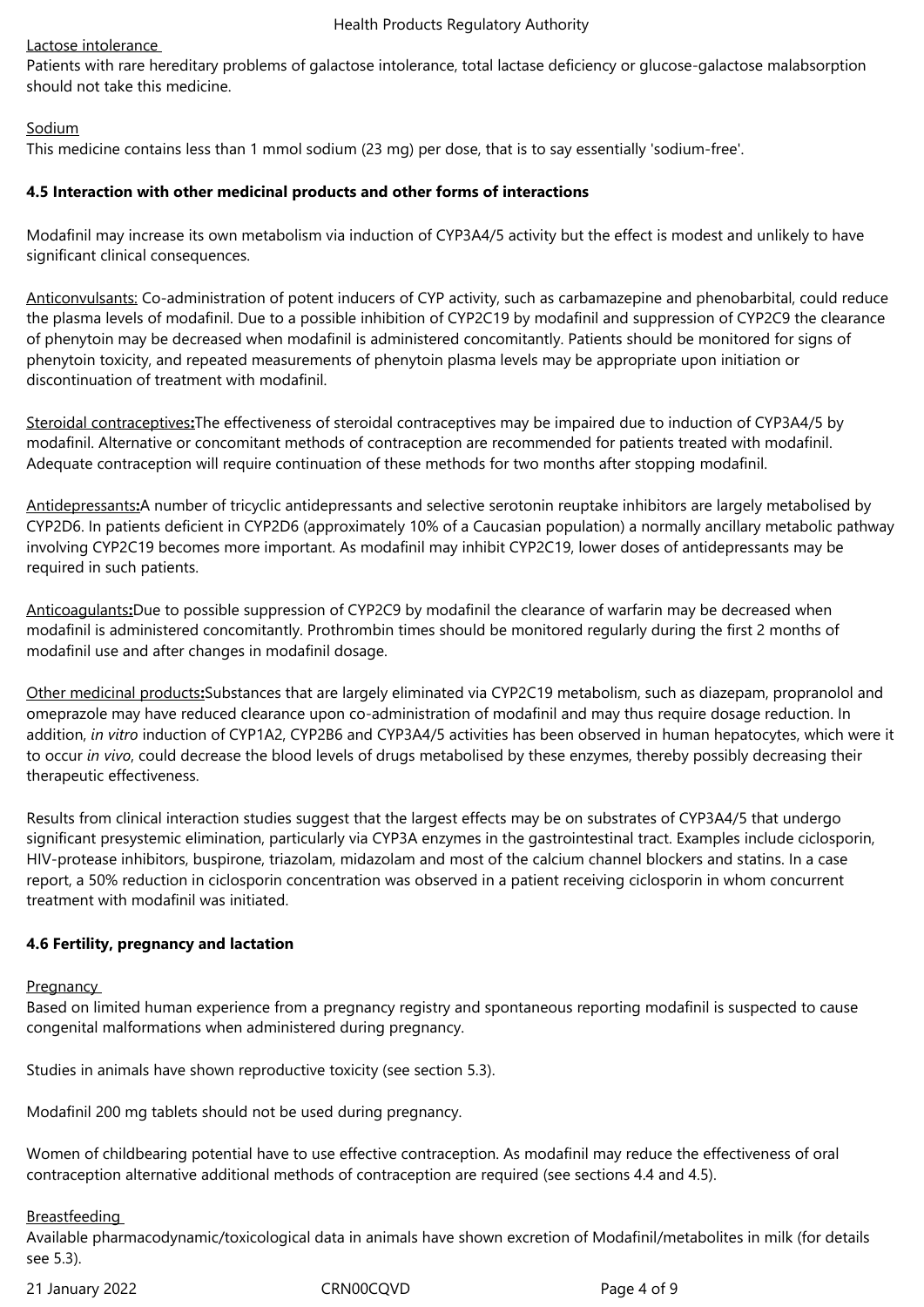Lactose intolerance

Patients with rare hereditary problems of galactose intolerance, total lactase deficiency or glucose-galactose malabsorption should not take this medicine.

Sodium

This medicine contains less than 1 mmol sodium (23 mg) per dose, that is to say essentially 'sodium-free'.

**4.5 Interaction with other medicinal products and other forms of interactions**

Modafinil may increase its own metabolism via induction of CYP3A4/5 activity but the effect is modest and unlikely to have significant clinical consequences.

Anticonvulsants: Co-administration of potent inducers of CYP activity, such as carbamazepine and phenobarbital, could reduce the plasma levels of modafinil. Due to a possible inhibition of CYP2C19 by modafinil and suppression of CYP2C9 the clearance of phenytoin may be decreased when modafinil is administered concomitantly. Patients should be monitored for signs of phenytoin toxicity, and repeated measurements of phenytoin plasma levels may be appropriate upon initiation or discontinuation of treatment with modafinil.

Steroidal contraceptives**:**The effectiveness of steroidal contraceptives may be impaired due to induction of CYP3A4/5 by modafinil. Alternative or concomitant methods of contraception are recommended for patients treated with modafinil. Adequate contraception will require continuation of these methods for two months after stopping modafinil.

Antidepressants**:**A number of tricyclic antidepressants and selective serotonin reuptake inhibitors are largely metabolised by CYP2D6. In patients deficient in CYP2D6 (approximately 10% of a Caucasian population) a normally ancillary metabolic pathway involving CYP2C19 becomes more important. As modafinil may inhibit CYP2C19, lower doses of antidepressants may be required in such patients.

Anticoagulants**:**Due to possible suppression of CYP2C9 by modafinil the clearance of warfarin may be decreased when modafinil is administered concomitantly. Prothrombin times should be monitored regularly during the first 2 months of modafinil use and after changes in modafinil dosage.

Other medicinal products**:**Substances that are largely eliminated via CYP2C19 metabolism, such as diazepam, propranolol and omeprazole may have reduced clearance upon co-administration of modafinil and may thus require dosage reduction. In addition, *in vitro* induction of CYP1A2, CYP2B6 and CYP3A4/5 activities has been observed in human hepatocytes, which were it to occur *in vivo*, could decrease the blood levels of drugs metabolised by these enzymes, thereby possibly decreasing their therapeutic effectiveness.

Results from clinical interaction studies suggest that the largest effects may be on substrates of CYP3A4/5 that undergo significant presystemic elimination, particularly via CYP3A enzymes in the gastrointestinal tract. Examples include ciclosporin, HIV-protease inhibitors, buspirone, triazolam, midazolam and most of the calcium channel blockers and statins. In a case report, a 50% reduction in ciclosporin concentration was observed in a patient receiving ciclosporin in whom concurrent treatment with modafinil was initiated.

**4.6 Fertility, pregnancy and lactation**

Pregnancy

Based on limited human experience from a pregnancy registry and spontaneous reporting modafinil is suspected to cause congenital malformations when administered during pregnancy.

Studies in animals have shown reproductive toxicity (see section 5.3).

Modafinil 200 mg tablets should not be used during pregnancy.

Women of childbearing potential have to use effective contraception. As modafinil may reduce the effectiveness of oral contraception alternative additional methods of contraception are required (see sections 4.4 and 4.5).

Breastfeeding

Available pharmacodynamic/toxicological data in animals have shown excretion of Modafinil/metabolites in milk (for details see 5.3).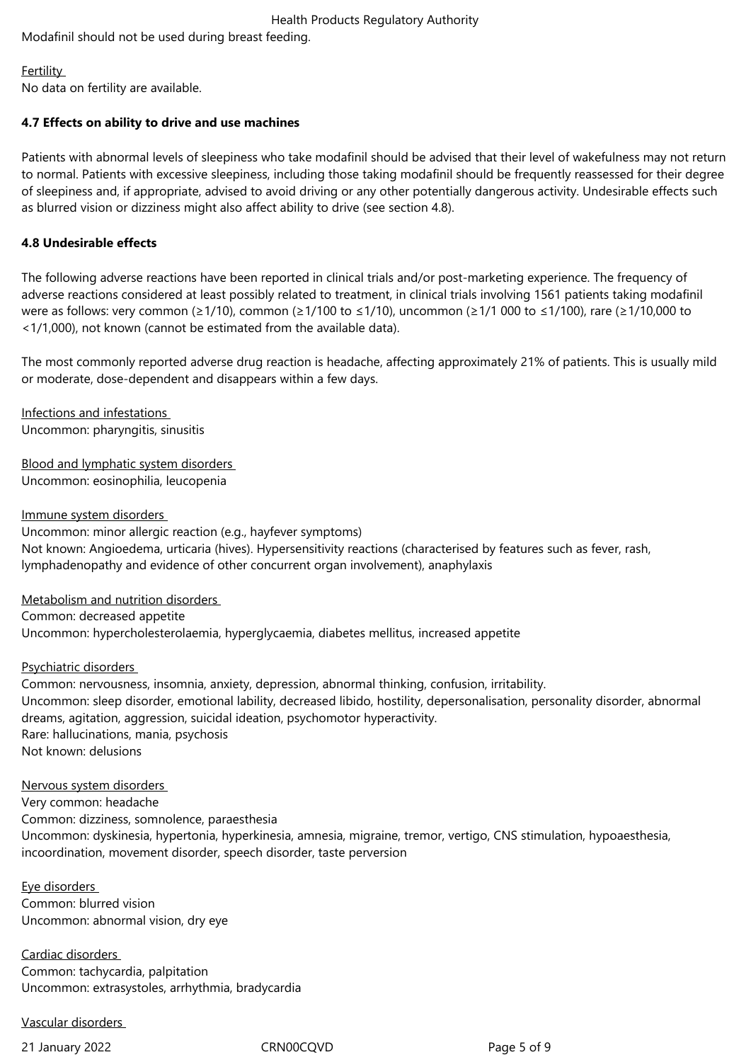Modafinil should not be used during breast feeding.

Fertility

No data on fertility are available.

**4.7 Effects on ability to drive and use machines**

Patients with abnormal levels of sleepiness who take modafinil should be advised that their level of wakefulness may not return to normal. Patients with excessive sleepiness, including those taking modafinil should be frequently reassessed for their degree of sleepiness and, if appropriate, advised to avoid driving or any other potentially dangerous activity. Undesirable effects such as blurred vision or dizziness might also affect ability to drive (see section 4.8).

**4.8 Undesirable effects**

The following adverse reactions have been reported in clinical trials and/or post-marketing experience. The frequency of adverse reactions considered at least possibly related to treatment, in clinical trials involving 1561 patients taking modafinil were as follows: very common (≥1/10), common (≥1/100 to ≤1/10), uncommon (≥1/1 000 to ≤1/100), rare (≥1/10,000 to <1/1,000), not known (cannot be estimated from the available data).

The most commonly reported adverse drug reaction is headache, affecting approximately 21% of patients. This is usually mild or moderate, dose-dependent and disappears within a few days.

Infections and infestations

Uncommon: pharyngitis, sinusitis

Blood and lymphatic system disorders

Uncommon: eosinophilia, leucopenia

Immune system disorders

Uncommon: minor allergic reaction (e.g., hayfever symptoms)

Not known: Angioedema, urticaria (hives). Hypersensitivity reactions (characterised by features such as fever, rash, lymphadenopathy and evidence of other concurrent organ involvement), anaphylaxis

Metabolism and nutrition disorders

Common: decreased appetite

Uncommon: hypercholesterolaemia, hyperglycaemia, diabetes mellitus, increased appetite

Psychiatric disorders

Common: nervousness, insomnia, anxiety, depression, abnormal thinking, confusion, irritability.

Uncommon: sleep disorder, emotional lability, decreased libido, hostility, depersonalisation, personality disorder, abnormal dreams, agitation, aggression, suicidal ideation, psychomotor hyperactivity.

Rare: hallucinations, mania, psychosis

Not known: delusions

Nervous system disorders

Very common: headache

Common: dizziness, somnolence, paraesthesia

Uncommon: dyskinesia, hypertonia, hyperkinesia, amnesia, migraine, tremor, vertigo, CNS stimulation, hypoaesthesia, incoordination, movement disorder, speech disorder, taste perversion

Eye disorders

Common: blurred vision

Uncommon: abnormal vision, dry eye

Cardiac disorders

Common: tachycardia, palpitation

Uncommon: extrasystoles, arrhythmia, bradycardia

Vascular disorders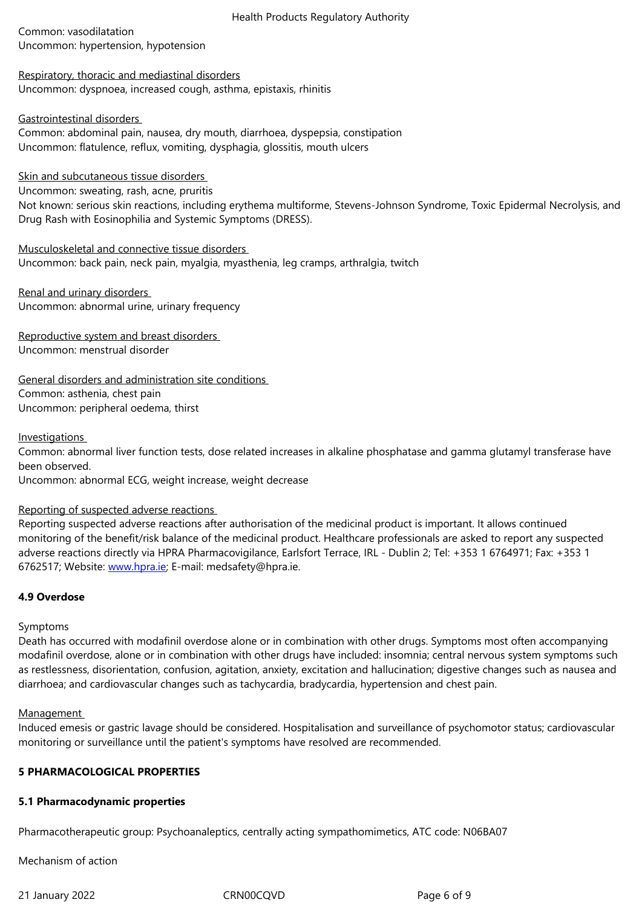Common: vasodilatation
Uncommon: hypertension, hypotension

Respiratory, thoracic and mediastinal disorders
Uncommon: dyspnoea, increased cough, asthma, epistaxis, rhinitis

Gastrointestinal disorders
Common: abdominal pain, nausea, dry mouth, diarrhoea, dyspepsia, constipation
Uncommon: flatulence, reflux, vomiting, dysphagia, glossitis, mouth ulcers

Skin and subcutaneous tissue disorders
Uncommon: sweating, rash, acne, pruritis
Not known: serious skin reactions, including erythema multiforme, Stevens-Johnson Syndrome, Toxic Epidermal Necrolysis, and Drug Rash with Eosinophilia and Systemic Symptoms (DRESS).

Musculoskeletal and connective tissue disorders
Uncommon: back pain, neck pain, myalgia, myasthenia, leg cramps, arthralgia, twitch

Renal and urinary disorders
Uncommon: abnormal urine, urinary frequency

Reproductive system and breast disorders
Uncommon: menstrual disorder

General disorders and administration site conditions
Common: asthenia, chest pain
Uncommon: peripheral oedema, thirst

Investigations
Common: abnormal liver function tests, dose related increases in alkaline phosphatase and gamma glutamyl transferase have been observed.
Uncommon: abnormal ECG, weight increase, weight decrease

Reporting of suspected adverse reactions
Reporting suspected adverse reactions after authorisation of the medicinal product is important. It allows continued monitoring of the benefit/risk balance of the medicinal product. Healthcare professionals are asked to report any suspected adverse reactions directly via HPRA Pharmacovigilance, Earlsfort Terrace, IRL - Dublin 2; Tel: +353 1 6764971; Fax: +353 1 6762517; Website: www.hpra.ie; E-mail: medsafety@hpra.ie.

### 4.9 Overdose

Symptoms
Death has occurred with modafinil overdose alone or in combination with other drugs. Symptoms most often accompanying modafinil overdose, alone or in combination with other drugs have included: insomnia; central nervous system symptoms such as restlessness, disorientation, confusion, agitation, anxiety, excitation and hallucination; digestive changes such as nausea and diarrhoea; and cardiovascular changes such as tachycardia, bradycardia, hypertension and chest pain.

Management
Induced emesis or gastric lavage should be considered. Hospitalisation and surveillance of psychomotor status; cardiovascular monitoring or surveillance until the patient's symptoms have resolved are recommended.

## 5 PHARMACOLOGICAL PROPERTIES

### 5.1 Pharmacodynamic properties

Pharmacotherapeutic group: Psychoanaleptics, centrally acting sympathomimetics, ATC code: N06BA07

Mechanism of action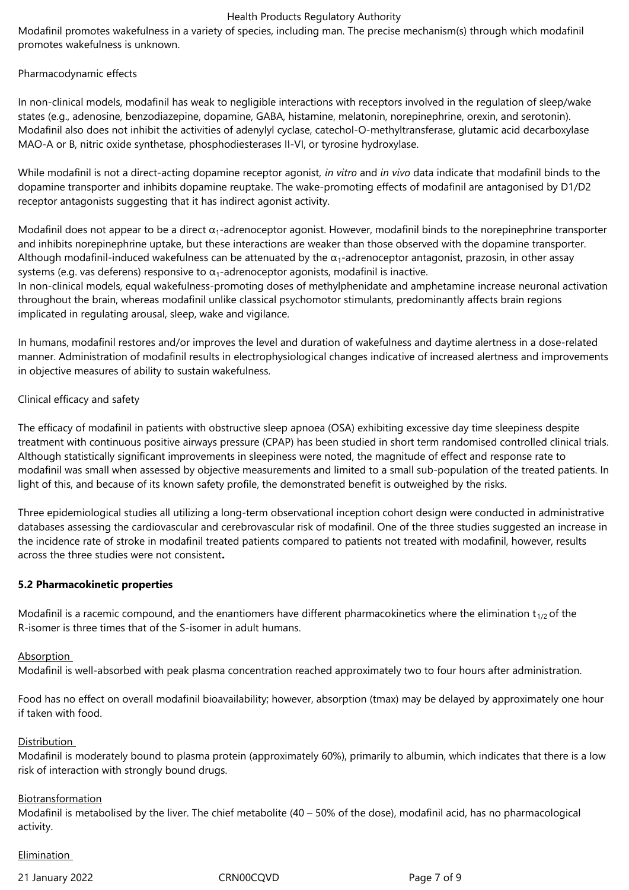Modafinil promotes wakefulness in a variety of species, including man. The precise mechanism(s) through which modafinil promotes wakefulness is unknown.

Pharmacodynamic effects

In non-clinical models, modafinil has weak to negligible interactions with receptors involved in the regulation of sleep/wake states (e.g., adenosine, benzodiazepine, dopamine, GABA, histamine, melatonin, norepinephrine, orexin, and serotonin). Modafinil also does not inhibit the activities of adenylyl cyclase, catechol-O-methyltransferase, glutamic acid decarboxylase MAO-A or B, nitric oxide synthetase, phosphodiesterases II-VI, or tyrosine hydroxylase.

While modafinil is not a direct-acting dopamine receptor agonist, *in vitro* and *in vivo* data indicate that modafinil binds to the dopamine transporter and inhibits dopamine reuptake. The wake-promoting effects of modafinil are antagonised by D1/D2 receptor antagonists suggesting that it has indirect agonist activity.

Modafinil does not appear to be a direct $\alpha_1$-adrenoceptor agonist. However, modafinil binds to the norepinephrine transporter and inhibits norepinephrine uptake, but these interactions are weaker than those observed with the dopamine transporter. Although modafinil-induced wakefulness can be attenuated by the $\alpha_1$-adrenoceptor antagonist, prazosin, in other assay systems (e.g. vas deferens) responsive to $\alpha_1$-adrenoceptor agonists, modafinil is inactive.
In non-clinical models, equal wakefulness-promoting doses of methylphenidate and amphetamine increase neuronal activation throughout the brain, whereas modafinil unlike classical psychomotor stimulants, predominantly affects brain regions implicated in regulating arousal, sleep, wake and vigilance.

In humans, modafinil restores and/or improves the level and duration of wakefulness and daytime alertness in a dose-related manner. Administration of modafinil results in electrophysiological changes indicative of increased alertness and improvements in objective measures of ability to sustain wakefulness.

Clinical efficacy and safety

The efficacy of modafinil in patients with obstructive sleep apnoea (OSA) exhibiting excessive day time sleepiness despite treatment with continuous positive airways pressure (CPAP) has been studied in short term randomised controlled clinical trials. Although statistically significant improvements in sleepiness were noted, the magnitude of effect and response rate to modafinil was small when assessed by objective measurements and limited to a small sub-population of the treated patients. In light of this, and because of its known safety profile, the demonstrated benefit is outweighed by the risks.

Three epidemiological studies all utilizing a long-term observational inception cohort design were conducted in administrative databases assessing the cardiovascular and cerebrovascular risk of modafinil. One of the three studies suggested an increase in the incidence rate of stroke in modafinil treated patients compared to patients not treated with modafinil, however, results across the three studies were not consistent**.**

**5.2 Pharmacokinetic properties**

Modafinil is a racemic compound, and the enantiomers have different pharmacokinetics where the elimination $t_{1/2}$ of the R-isomer is three times that of the S-isomer in adult humans.

Absorption

Modafinil is well-absorbed with peak plasma concentration reached approximately two to four hours after administration.

Food has no effect on overall modafinil bioavailability; however, absorption (tmax) may be delayed by approximately one hour if taken with food.

Distribution

Modafinil is moderately bound to plasma protein (approximately 60%), primarily to albumin, which indicates that there is a low risk of interaction with strongly bound drugs.

Biotransformation

Modafinil is metabolised by the liver. The chief metabolite (40 – 50% of the dose), modafinil acid, has no pharmacological activity.

Elimination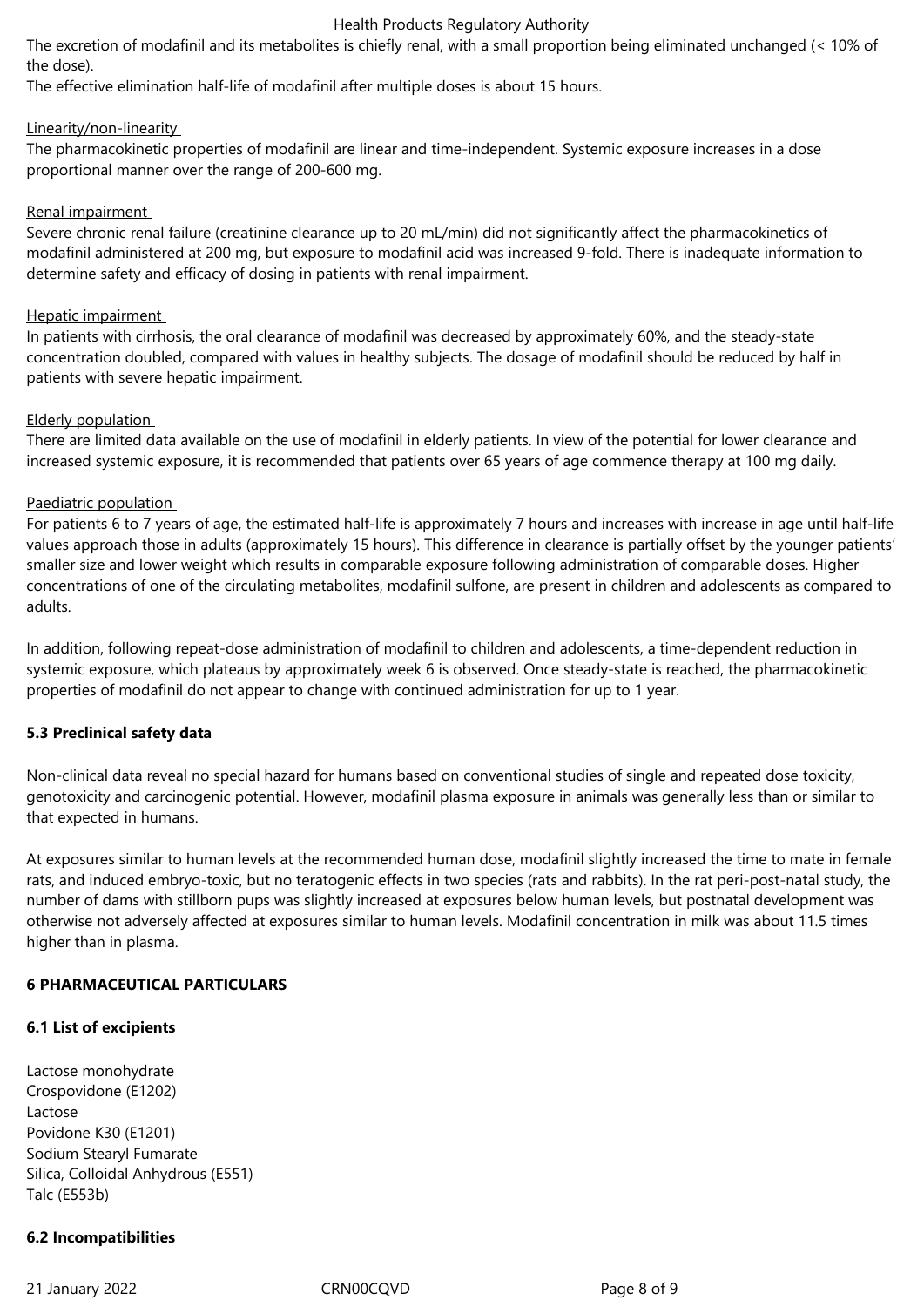The excretion of modafinil and its metabolites is chiefly renal, with a small proportion being eliminated unchanged (< 10% of the dose).

The effective elimination half-life of modafinil after multiple doses is about 15 hours.

Linearity/non-linearity

The pharmacokinetic properties of modafinil are linear and time-independent. Systemic exposure increases in a dose proportional manner over the range of 200-600 mg.

Renal impairment

Severe chronic renal failure (creatinine clearance up to 20 mL/min) did not significantly affect the pharmacokinetics of modafinil administered at 200 mg, but exposure to modafinil acid was increased 9-fold. There is inadequate information to determine safety and efficacy of dosing in patients with renal impairment.

Hepatic impairment

In patients with cirrhosis, the oral clearance of modafinil was decreased by approximately 60%, and the steady-state concentration doubled, compared with values in healthy subjects. The dosage of modafinil should be reduced by half in patients with severe hepatic impairment.

Elderly population

There are limited data available on the use of modafinil in elderly patients. In view of the potential for lower clearance and increased systemic exposure, it is recommended that patients over 65 years of age commence therapy at 100 mg daily.

Paediatric population

For patients 6 to 7 years of age, the estimated half-life is approximately 7 hours and increases with increase in age until half-life values approach those in adults (approximately 15 hours). This difference in clearance is partially offset by the younger patients' smaller size and lower weight which results in comparable exposure following administration of comparable doses. Higher concentrations of one of the circulating metabolites, modafinil sulfone, are present in children and adolescents as compared to adults.

In addition, following repeat-dose administration of modafinil to children and adolescents, a time-dependent reduction in systemic exposure, which plateaus by approximately week 6 is observed. Once steady-state is reached, the pharmacokinetic properties of modafinil do not appear to change with continued administration for up to 1 year.

**5.3 Preclinical safety data**

Non-clinical data reveal no special hazard for humans based on conventional studies of single and repeated dose toxicity, genotoxicity and carcinogenic potential. However, modafinil plasma exposure in animals was generally less than or similar to that expected in humans.

At exposures similar to human levels at the recommended human dose, modafinil slightly increased the time to mate in female rats, and induced embryo-toxic, but no teratogenic effects in two species (rats and rabbits). In the rat peri-post-natal study, the number of dams with stillborn pups was slightly increased at exposures below human levels, but postnatal development was otherwise not adversely affected at exposures similar to human levels. Modafinil concentration in milk was about 11.5 times higher than in plasma.

## 6 PHARMACEUTICAL PARTICULARS

### 6.1 List of excipients

Lactose monohydrate
Crospovidone (E1202)
Lactose
Povidone K30 (E1201)
Sodium Stearyl Fumarate
Silica, Colloidal Anhydrous (E551)
Talc (E553b)

### 6.2 Incompatibilities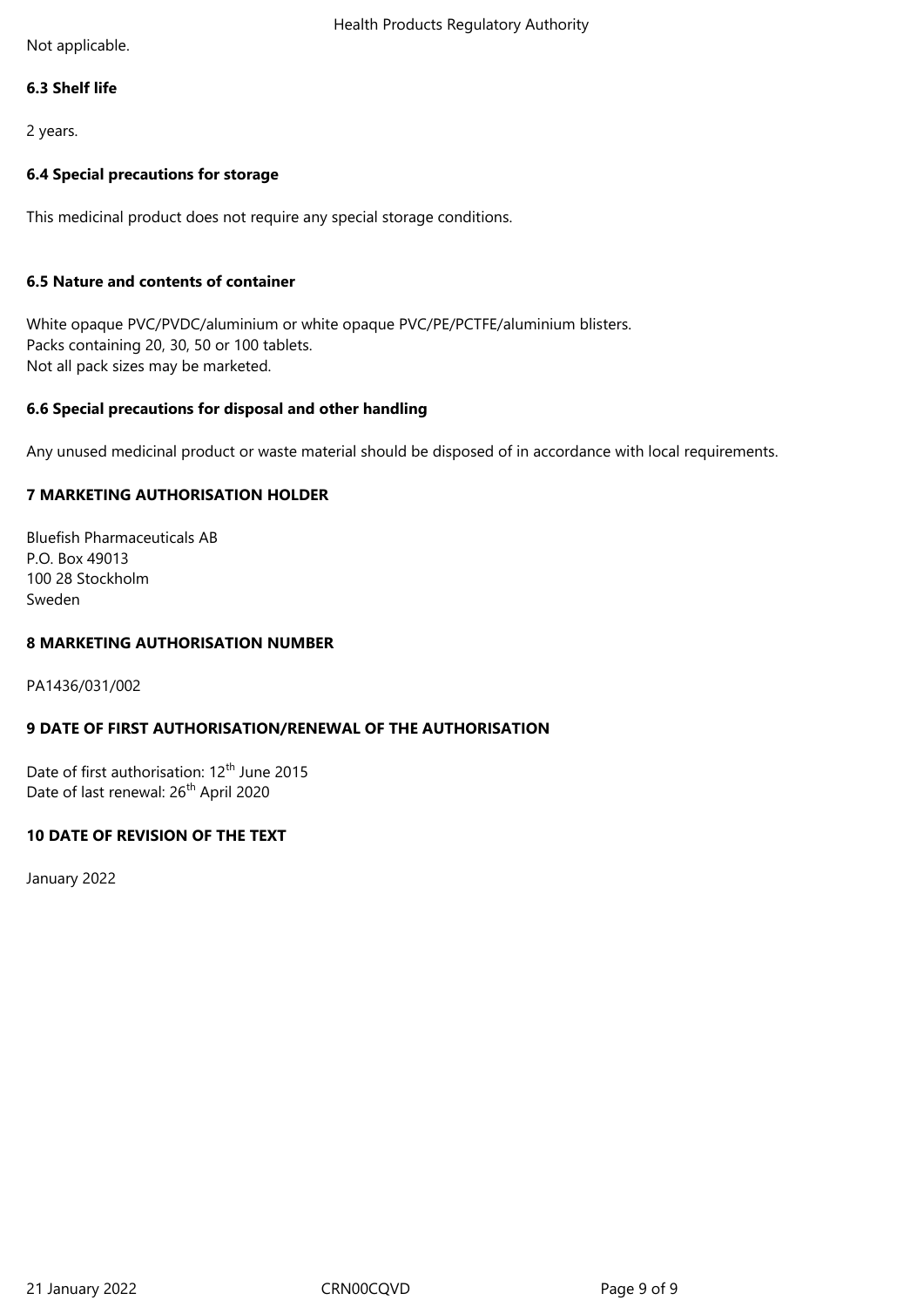Not applicable.

### 6.3 Shelf life

2 years.

### 6.4 Special precautions for storage

This medicinal product does not require any special storage conditions.

### 6.5 Nature and contents of container

White opaque PVC/PVDC/aluminium or white opaque PVC/PE/PCTFE/aluminium blisters.
Packs containing 20, 30, 50 or 100 tablets.
Not all pack sizes may be marketed.

### 6.6 Special precautions for disposal and other handling

Any unused medicinal product or waste material should be disposed of in accordance with local requirements.

## 7 MARKETING AUTHORISATION HOLDER

Bluefish Pharmaceuticals AB
P.O. Box 49013
100 28 Stockholm
Sweden

## 8 MARKETING AUTHORISATION NUMBER

PA1436/031/002

## 9 DATE OF FIRST AUTHORISATION/RENEWAL OF THE AUTHORISATION

Date of first authorisation: 12th June 2015
Date of last renewal: 26th April 2020

## 10 DATE OF REVISION OF THE TEXT

January 2022